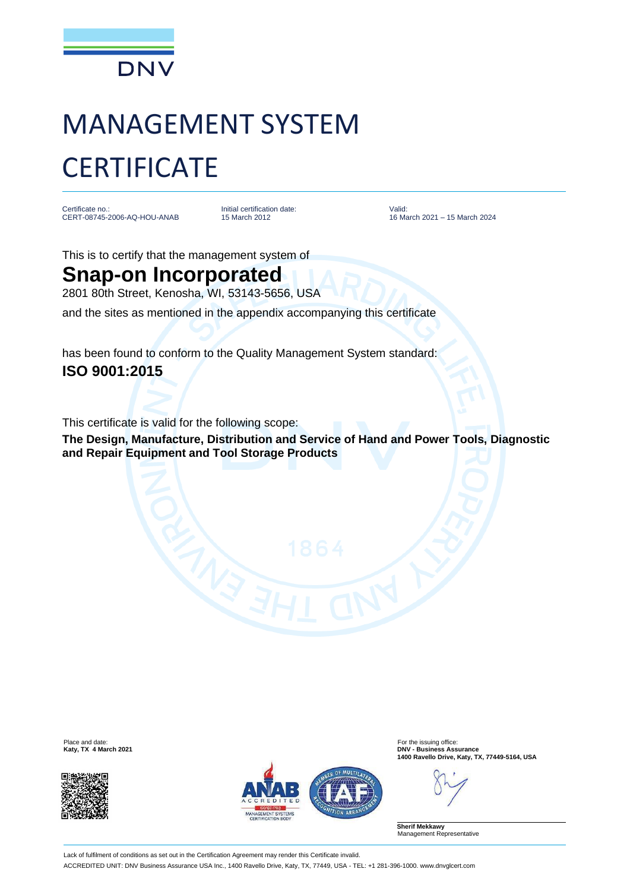DNV

# MANAGEMENT SYSTEM CERTIFICATE

| Certificate no.: | Initial certification date: | Valid: |
|---|---|---|
| CERT-08745-2006-AQ-HOU-ANAB | 15 March 2012 | 16 March 2021 – 15 March 2024 |

This is to certify that the management system of

## Snap-on Incorporated

2801 80th Street, Kenosha, WI, 53143-5656, USA

and the sites as mentioned in the appendix accompanying this certificate

has been found to conform to the Quality Management System standard:

**ISO 9001:2015**

This certificate is valid for the following scope:

**The Design, Manufacture, Distribution and Service of Hand and Power Tools, Diagnostic and Repair Equipment and Tool Storage Products**

Place and date:
**Katy, TX 4 March 2021**

For the issuing office:
**DNV - Business Assurance**
**1400 Ravello Drive, Katy, TX, 77449-5164, USA**

**Sherif Mekkawy**
Management Representative

Lack of fulfilment of conditions as set out in the Certification Agreement may render this Certificate invalid.

ACCREDITED UNIT: DNV Business Assurance USA Inc., 1400 Ravello Drive, Katy, TX, 77449, USA - TEL: +1 281-396-1000. www.dnvglcert.com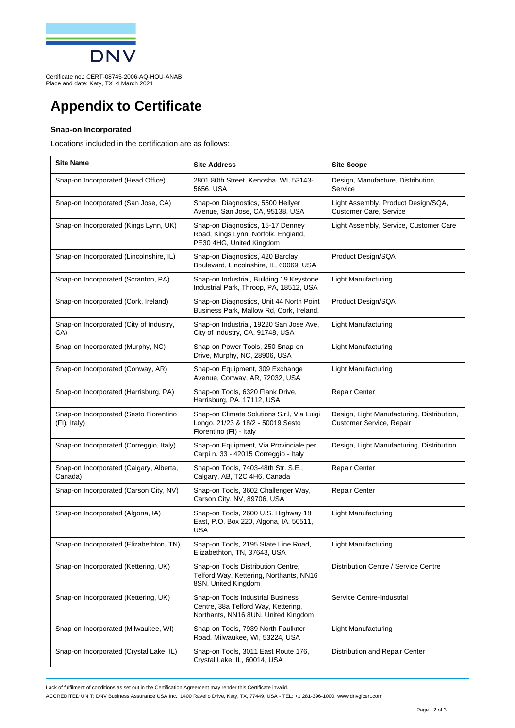DNV

Certificate no.: CERT-08745-2006-AQ-HOU-ANAB
Place and date: Katy, TX 4 March 2021

# Appendix to Certificate

**Snap-on Incorporated**

Locations included in the certification are as follows:

| Site Name | Site Address | Site Scope |
|---|---|---|
| Snap-on Incorporated (Head Office) | 2801 80th Street, Kenosha, WI, 53143-5656, USA | Design, Manufacture, Distribution, Service |
| Snap-on Incorporated (San Jose, CA) | Snap-on Diagnostics, 5500 Hellyer Avenue, San Jose, CA, 95138, USA | Light Assembly, Product Design/SQA, Customer Care, Service |
| Snap-on Incorporated (Kings Lynn, UK) | Snap-on Diagnostics, 15-17 Denney Road, Kings Lynn, Norfolk, England, PE30 4HG, United Kingdom | Light Assembly, Service, Customer Care |
| Snap-on Incorporated (Lincolnshire, IL) | Snap-on Diagnostics, 420 Barclay Boulevard, Lincolnshire, IL, 60069, USA | Product Design/SQA |
| Snap-on Incorporated (Scranton, PA) | Snap-on Industrial, Building 19 Keystone Industrial Park, Throop, PA, 18512, USA | Light Manufacturing |
| Snap-on Incorporated (Cork, Ireland) | Snap-on Diagnostics, Unit 44 North Point Business Park, Mallow Rd, Cork, Ireland, | Product Design/SQA |
| Snap-on Incorporated (City of Industry, CA) | Snap-on Industrial, 19220 San Jose Ave, City of Industry, CA, 91748, USA | Light Manufacturing |
| Snap-on Incorporated (Murphy, NC) | Snap-on Power Tools, 250 Snap-on Drive, Murphy, NC, 28906, USA | Light Manufacturing |
| Snap-on Incorporated (Conway, AR) | Snap-on Equipment, 309 Exchange Avenue, Conway, AR, 72032, USA | Light Manufacturing |
| Snap-on Incorporated (Harrisburg, PA) | Snap-on Tools, 6320 Flank Drive, Harrisburg, PA, 17112, USA | Repair Center |
| Snap-on Incorporated (Sesto Fiorentino (FI), Italy) | Snap-on Climate Solutions S.r.l, Via Luigi Longo, 21/23 & 18/2 - 50019 Sesto Fiorentino (FI) - Italy | Design, Light Manufacturing, Distribution, Customer Service, Repair |
| Snap-on Incorporated (Correggio, Italy) | Snap-on Equipment, Via Provinciale per Carpi n. 33 - 42015 Correggio - Italy | Design, Light Manufacturing, Distribution |
| Snap-on Incorporated (Calgary, Alberta, Canada) | Snap-on Tools, 7403-48th Str. S.E., Calgary, AB, T2C 4H6, Canada | Repair Center |
| Snap-on Incorporated (Carson City, NV) | Snap-on Tools, 3602 Challenger Way, Carson City, NV, 89706, USA | Repair Center |
| Snap-on Incorporated (Algona, IA) | Snap-on Tools, 2600 U.S. Highway 18 East, P.O. Box 220, Algona, IA, 50511, USA | Light Manufacturing |
| Snap-on Incorporated (Elizabethton, TN) | Snap-on Tools, 2195 State Line Road, Elizabethton, TN, 37643, USA | Light Manufacturing |
| Snap-on Incorporated (Kettering, UK) | Snap-on Tools Distribution Centre, Telford Way, Kettering, Northants, NN16 8SN, United Kingdom | Distribution Centre / Service Centre |
| Snap-on Incorporated (Kettering, UK) | Snap-on Tools Industrial Business Centre, 38a Telford Way, Kettering, Northants, NN16 8UN, United Kingdom | Service Centre-Industrial |
| Snap-on Incorporated (Milwaukee, WI) | Snap-on Tools, 7939 North Faulkner Road, Milwaukee, WI, 53224, USA | Light Manufacturing |
| Snap-on Incorporated (Crystal Lake, IL) | Snap-on Tools, 3011 East Route 176, Crystal Lake, IL, 60014, USA | Distribution and Repair Center |

Lack of fulfilment of conditions as set out in the Certification Agreement may render this Certificate invalid.

ACCREDITED UNIT: DNV Business Assurance USA Inc., 1400 Ravello Drive, Katy, TX, 77449, USA - TEL: +1 281-396-1000. www.dnvglcert.com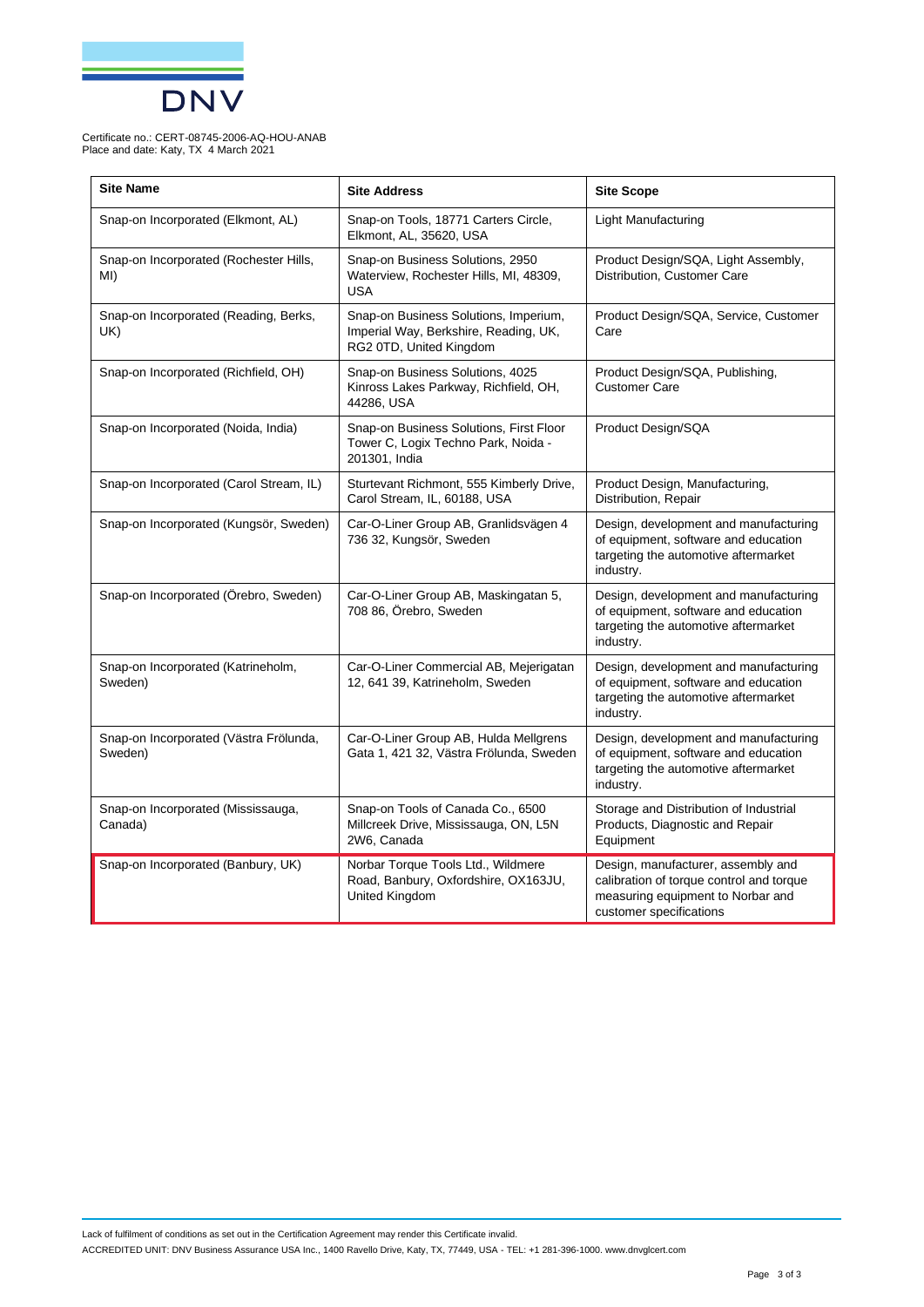Certificate no.: CERT-08745-2006-AQ-HOU-ANAB
Place and date: Katy, TX 4 March 2021

| Site Name | Site Address | Site Scope |
| --- | --- | --- |
| Snap-on Incorporated (Elkmont, AL) | Snap-on Tools, 18771 Carters Circle, Elkmont, AL, 35620, USA | Light Manufacturing |
| Snap-on Incorporated (Rochester Hills, MI) | Snap-on Business Solutions, 2950 Waterview, Rochester Hills, MI, 48309, USA | Product Design/SQA, Light Assembly, Distribution, Customer Care |
| Snap-on Incorporated (Reading, Berks, UK) | Snap-on Business Solutions, Imperium, Imperial Way, Berkshire, Reading, UK, RG2 0TD, United Kingdom | Product Design/SQA, Service, Customer Care |
| Snap-on Incorporated (Richfield, OH) | Snap-on Business Solutions, 4025 Kinross Lakes Parkway, Richfield, OH, 44286, USA | Product Design/SQA, Publishing, Customer Care |
| Snap-on Incorporated (Noida, India) | Snap-on Business Solutions, First Floor Tower C, Logix Techno Park, Noida - 201301, India | Product Design/SQA |
| Snap-on Incorporated (Carol Stream, IL) | Sturtevant Richmont, 555 Kimberly Drive, Carol Stream, IL, 60188, USA | Product Design, Manufacturing, Distribution, Repair |
| Snap-on Incorporated (Kungsör, Sweden) | Car-O-Liner Group AB, Granlidsvägen 4 736 32, Kungsör, Sweden | Design, development and manufacturing of equipment, software and education targeting the automotive aftermarket industry. |
| Snap-on Incorporated (Örebro, Sweden) | Car-O-Liner Group AB, Maskingatan 5, 708 86, Örebro, Sweden | Design, development and manufacturing of equipment, software and education targeting the automotive aftermarket industry. |
| Snap-on Incorporated (Katrineholm, Sweden) | Car-O-Liner Commercial AB, Mejerigatan 12, 641 39, Katrineholm, Sweden | Design, development and manufacturing of equipment, software and education targeting the automotive aftermarket industry. |
| Snap-on Incorporated (Västra Frölunda, Sweden) | Car-O-Liner Group AB, Hulda Mellgrens Gata 1, 421 32, Västra Frölunda, Sweden | Design, development and manufacturing of equipment, software and education targeting the automotive aftermarket industry. |
| Snap-on Incorporated (Mississauga, Canada) | Snap-on Tools of Canada Co., 6500 Millcreek Drive, Mississauga, ON, L5N 2W6, Canada | Storage and Distribution of Industrial Products, Diagnostic and Repair Equipment |
| Snap-on Incorporated (Banbury, UK) | Norbar Torque Tools Ltd., Wildmere Road, Banbury, Oxfordshire, OX163JU, United Kingdom | Design, manufacturer, assembly and calibration of torque control and torque measuring equipment to Norbar and customer specifications |

Lack of fulfilment of conditions as set out in the Certification Agreement may render this Certificate invalid.

ACCREDITED UNIT: DNV Business Assurance USA Inc., 1400 Ravello Drive, Katy, TX, 77449, USA - TEL: +1 281-396-1000. www.dnvglcert.com